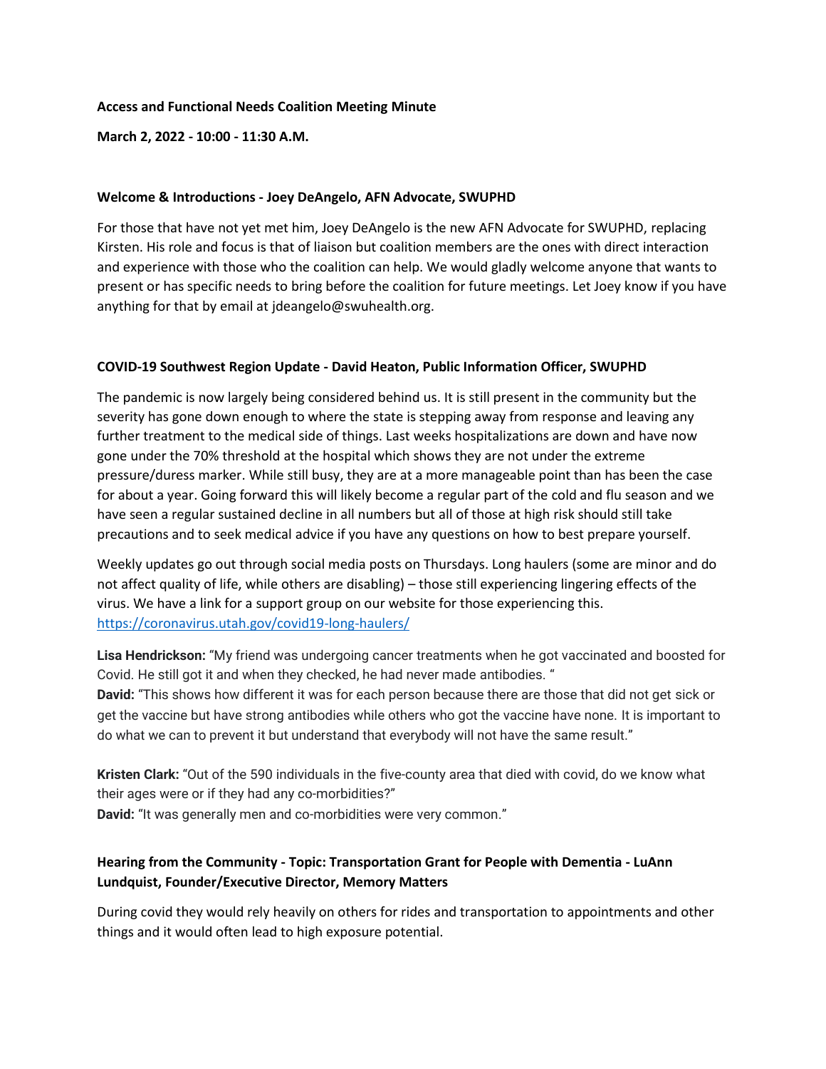**Access and Functional Needs Coalition Meeting Minute**

**March 2, 2022 - 10:00 - 11:30 A.M.**

**Welcome & Introductions - Joey DeAngelo, AFN Advocate, SWUPHD**

For those that have not yet met him, Joey DeAngelo is the new AFN Advocate for SWUPHD, replacing Kirsten. His role and focus is that of liaison but coalition members are the ones with direct interaction and experience with those who the coalition can help. We would gladly welcome anyone that wants to present or has specific needs to bring before the coalition for future meetings. Let Joey know if you have anything for that by email at jdeangelo@swuhealth.org.

**COVID-19 Southwest Region Update - David Heaton, Public Information Officer, SWUPHD**

The pandemic is now largely being considered behind us. It is still present in the community but the severity has gone down enough to where the state is stepping away from response and leaving any further treatment to the medical side of things. Last weeks hospitalizations are down and have now gone under the 70% threshold at the hospital which shows they are not under the extreme pressure/duress marker. While still busy, they are at a more manageable point than has been the case for about a year. Going forward this will likely become a regular part of the cold and flu season and we have seen a regular sustained decline in all numbers but all of those at high risk should still take precautions and to seek medical advice if you have any questions on how to best prepare yourself.

Weekly updates go out through social media posts on Thursdays. Long haulers (some are minor and do not affect quality of life, while others are disabling) – those still experiencing lingering effects of the virus. We have a link for a support group on our website for those experiencing this. https://coronavirus.utah.gov/covid19-long-haulers/

**Lisa Hendrickson:** "My friend was undergoing cancer treatments when he got vaccinated and boosted for Covid. He still got it and when they checked, he had never made antibodies. "
**David:** "This shows how different it was for each person because there are those that did not get sick or get the vaccine but have strong antibodies while others who got the vaccine have none. It is important to do what we can to prevent it but understand that everybody will not have the same result."

**Kristen Clark:** "Out of the 590 individuals in the five-county area that died with covid, do we know what their ages were or if they had any co-morbidities?"
**David:** "It was generally men and co-morbidities were very common."

**Hearing from the Community - Topic: Transportation Grant for People with Dementia - LuAnn Lundquist, Founder/Executive Director, Memory Matters**

During covid they would rely heavily on others for rides and transportation to appointments and other things and it would often lead to high exposure potential.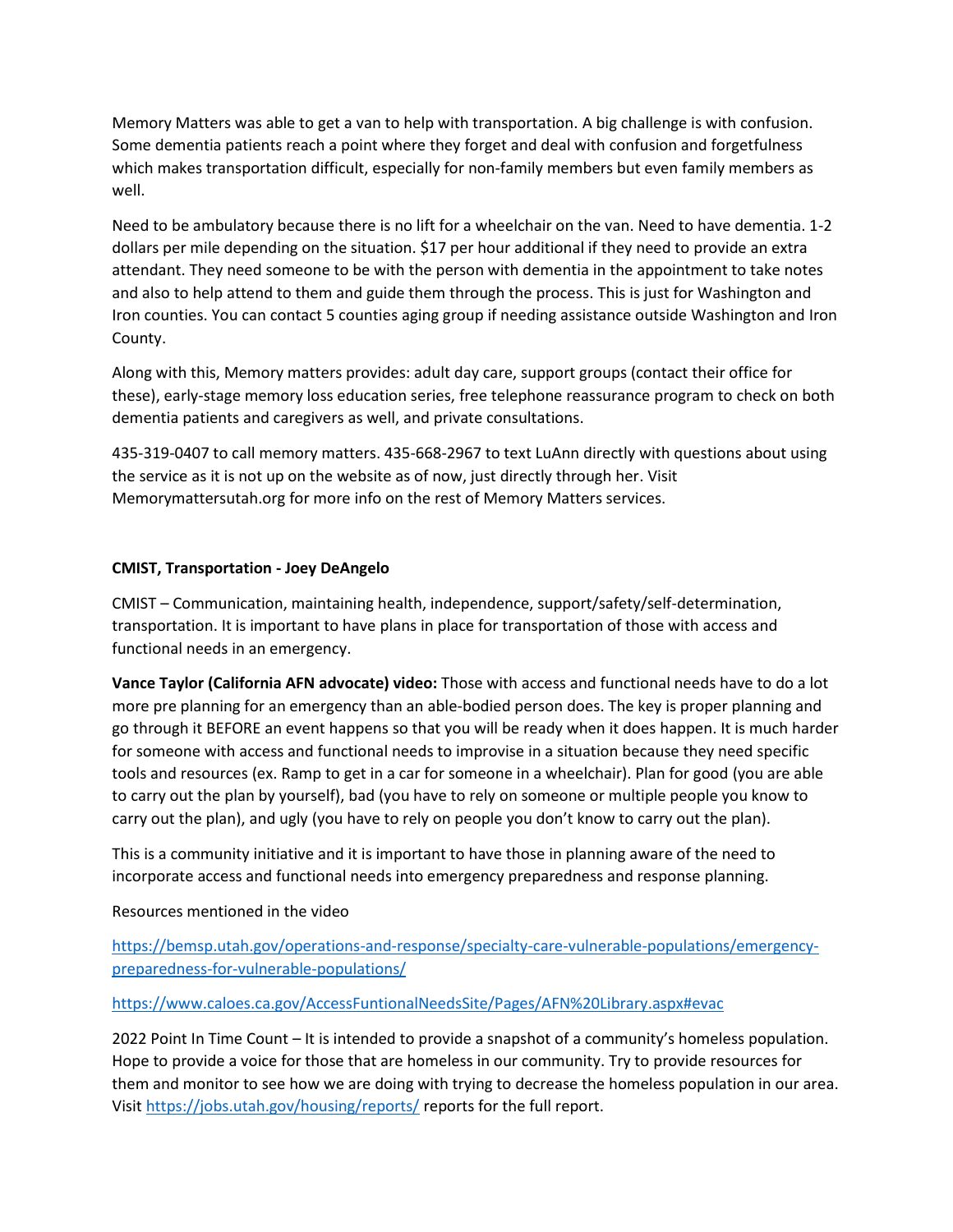Memory Matters was able to get a van to help with transportation. A big challenge is with confusion. Some dementia patients reach a point where they forget and deal with confusion and forgetfulness which makes transportation difficult, especially for non-family members but even family members as well.

Need to be ambulatory because there is no lift for a wheelchair on the van. Need to have dementia. 1-2 dollars per mile depending on the situation. $17 per hour additional if they need to provide an extra attendant. They need someone to be with the person with dementia in the appointment to take notes and also to help attend to them and guide them through the process. This is just for Washington and Iron counties. You can contact 5 counties aging group if needing assistance outside Washington and Iron County.

Along with this, Memory matters provides: adult day care, support groups (contact their office for these), early-stage memory loss education series, free telephone reassurance program to check on both dementia patients and caregivers as well, and private consultations.

435-319-0407 to call memory matters. 435-668-2967 to text LuAnn directly with questions about using the service as it is not up on the website as of now, just directly through her. Visit Memorymattersutah.org for more info on the rest of Memory Matters services.

**CMIST, Transportation - Joey DeAngelo**

CMIST – Communication, maintaining health, independence, support/safety/self-determination, transportation. It is important to have plans in place for transportation of those with access and functional needs in an emergency.

**Vance Taylor (California AFN advocate) video:** Those with access and functional needs have to do a lot more pre planning for an emergency than an able-bodied person does. The key is proper planning and go through it BEFORE an event happens so that you will be ready when it does happen. It is much harder for someone with access and functional needs to improvise in a situation because they need specific tools and resources (ex. Ramp to get in a car for someone in a wheelchair). Plan for good (you are able to carry out the plan by yourself), bad (you have to rely on someone or multiple people you know to carry out the plan), and ugly (you have to rely on people you don't know to carry out the plan).

This is a community initiative and it is important to have those in planning aware of the need to incorporate access and functional needs into emergency preparedness and response planning.

Resources mentioned in the video

https://bemsp.utah.gov/operations-and-response/specialty-care-vulnerable-populations/emergency-preparedness-for-vulnerable-populations/

https://www.caloes.ca.gov/AccessFuntionalNeedsSite/Pages/AFN%20Library.aspx#evac

2022 Point In Time Count – It is intended to provide a snapshot of a community's homeless population. Hope to provide a voice for those that are homeless in our community. Try to provide resources for them and monitor to see how we are doing with trying to decrease the homeless population in our area. Visit https://jobs.utah.gov/housing/reports/ reports for the full report.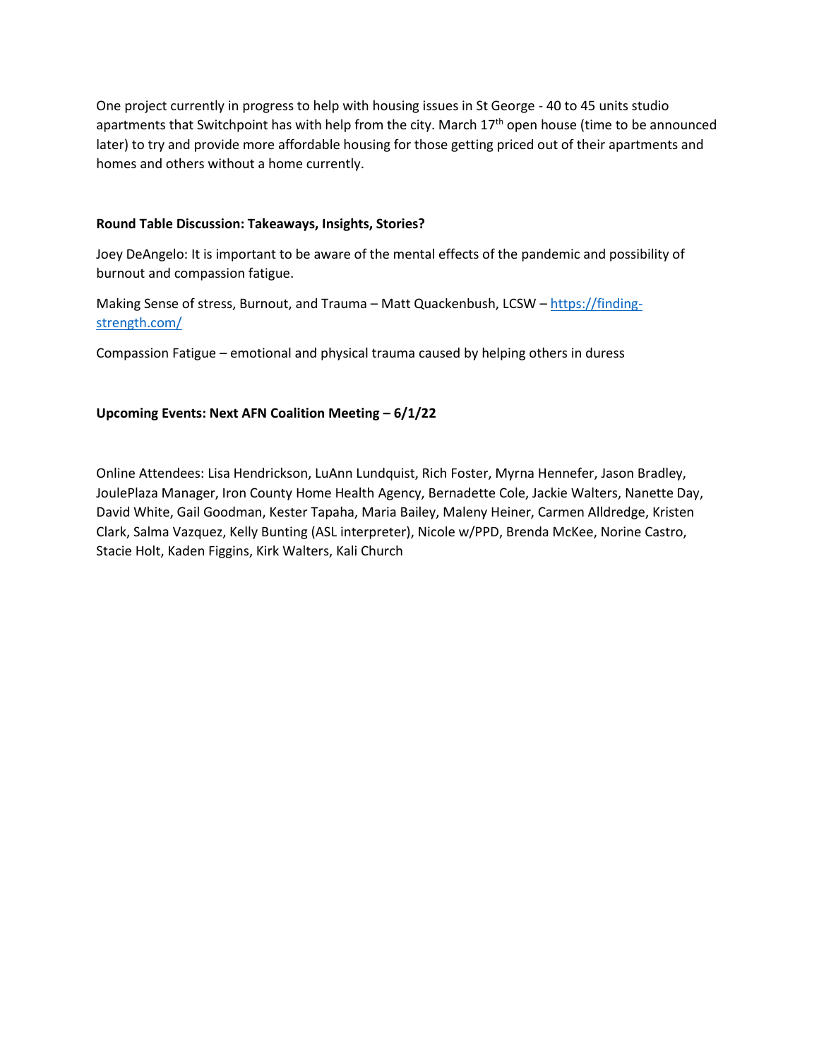One project currently in progress to help with housing issues in St George - 40 to 45 units studio apartments that Switchpoint has with help from the city. March 17th open house (time to be announced later) to try and provide more affordable housing for those getting priced out of their apartments and homes and others without a home currently.

**Round Table Discussion: Takeaways, Insights, Stories?**

Joey DeAngelo: It is important to be aware of the mental effects of the pandemic and possibility of burnout and compassion fatigue.

Making Sense of stress, Burnout, and Trauma – Matt Quackenbush, LCSW – [https://finding-strength.com/](https://finding-strength.com/)

Compassion Fatigue – emotional and physical trauma caused by helping others in duress

**Upcoming Events: Next AFN Coalition Meeting – 6/1/22**

Online Attendees: Lisa Hendrickson, LuAnn Lundquist, Rich Foster, Myrna Hennefer, Jason Bradley, JoulePlaza Manager, Iron County Home Health Agency, Bernadette Cole, Jackie Walters, Nanette Day, David White, Gail Goodman, Kester Tapaha, Maria Bailey, Maleny Heiner, Carmen Alldredge, Kristen Clark, Salma Vazquez, Kelly Bunting (ASL interpreter), Nicole w/PPD, Brenda McKee, Norine Castro, Stacie Holt, Kaden Figgins, Kirk Walters, Kali Church